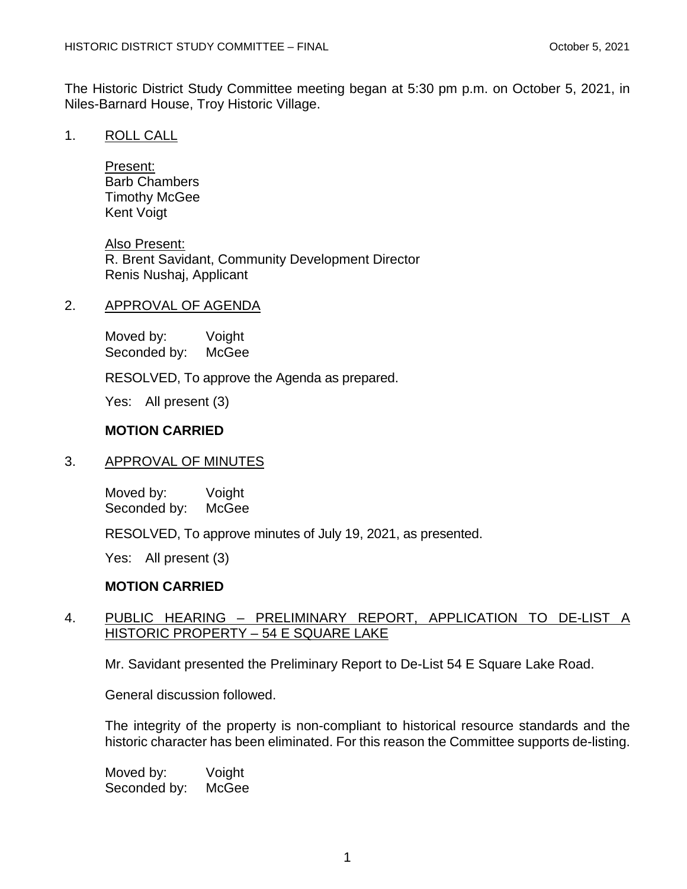The Historic District Study Committee meeting began at 5:30 pm p.m. on October 5, 2021, in Niles-Barnard House, Troy Historic Village.

1. ROLL CALL

   Present:
   Barb Chambers
   Timothy McGee
   Kent Voigt

   Also Present:
   R. Brent Savidant, Community Development Director
   Renis Nushaj, Applicant

2. APPROVAL OF AGENDA

   Moved by: Voight
   Seconded by: McGee

   RESOLVED, To approve the Agenda as prepared.

   Yes: All present (3)

   **MOTION CARRIED**

3. APPROVAL OF MINUTES

   Moved by: Voight
   Seconded by: McGee

   RESOLVED, To approve minutes of July 19, 2021, as presented.

   Yes: All present (3)

   **MOTION CARRIED**

4. PUBLIC HEARING – PRELIMINARY REPORT, APPLICATION TO DE-LIST A HISTORIC PROPERTY – 54 E SQUARE LAKE

   Mr. Savidant presented the Preliminary Report to De-List 54 E Square Lake Road.

   General discussion followed.

   The integrity of the property is non-compliant to historical resource standards and the historic character has been eliminated. For this reason the Committee supports de-listing.

   Moved by: Voight
   Seconded by: McGee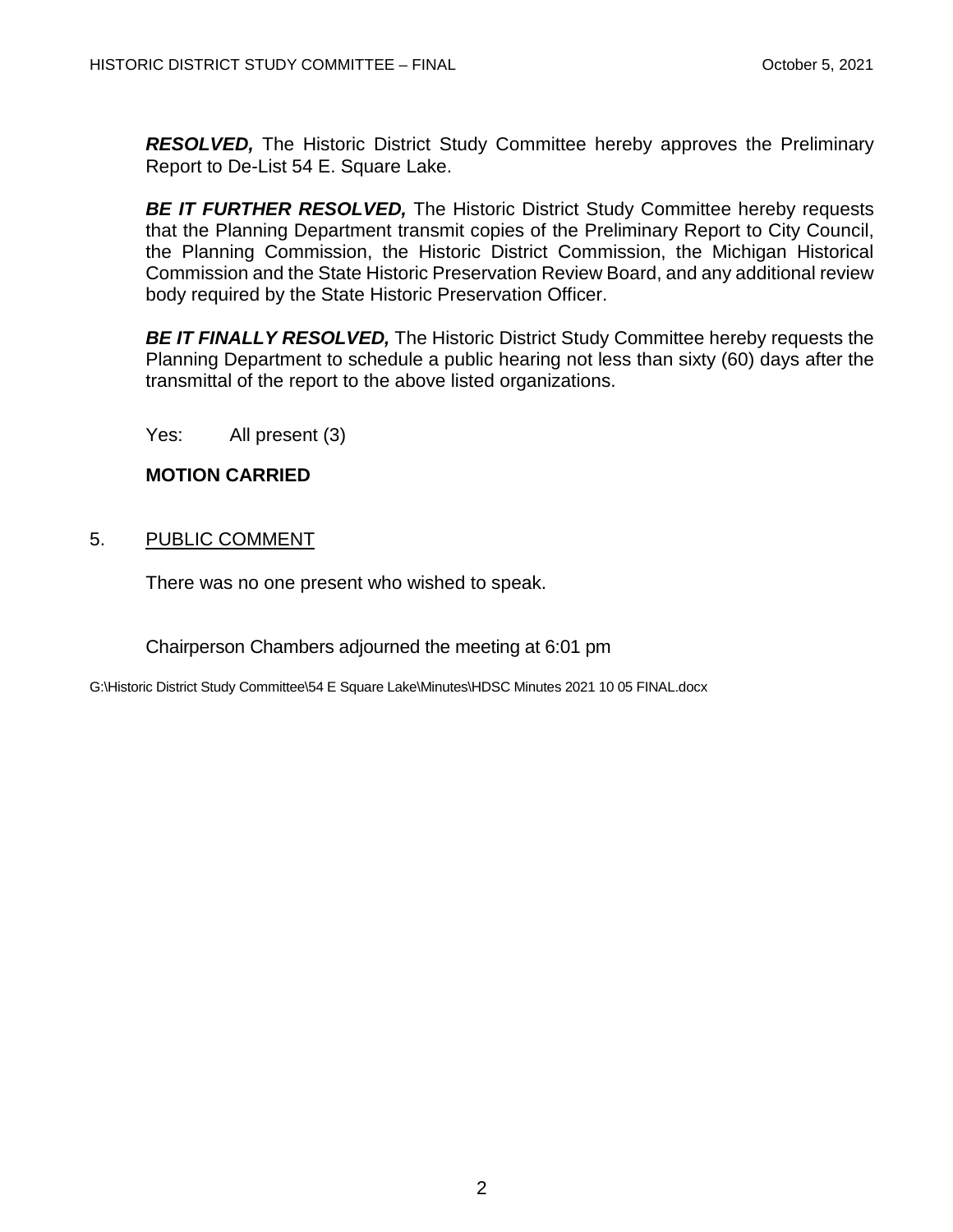***RESOLVED,*** The Historic District Study Committee hereby approves the Preliminary Report to De-List 54 E. Square Lake.

***BE IT FURTHER RESOLVED,*** The Historic District Study Committee hereby requests that the Planning Department transmit copies of the Preliminary Report to City Council, the Planning Commission, the Historic District Commission, the Michigan Historical Commission and the State Historic Preservation Review Board, and any additional review body required by the State Historic Preservation Officer.

***BE IT FINALLY RESOLVED,*** The Historic District Study Committee hereby requests the Planning Department to schedule a public hearing not less than sixty (60) days after the transmittal of the report to the above listed organizations.

Yes: All present (3)

**MOTION CARRIED**

5. PUBLIC COMMENT

There was no one present who wished to speak.

Chairperson Chambers adjourned the meeting at 6:01 pm

G:\Historic District Study Committee\54 E Square Lake\Minutes\HDSC Minutes 2021 10 05 FINAL.docx